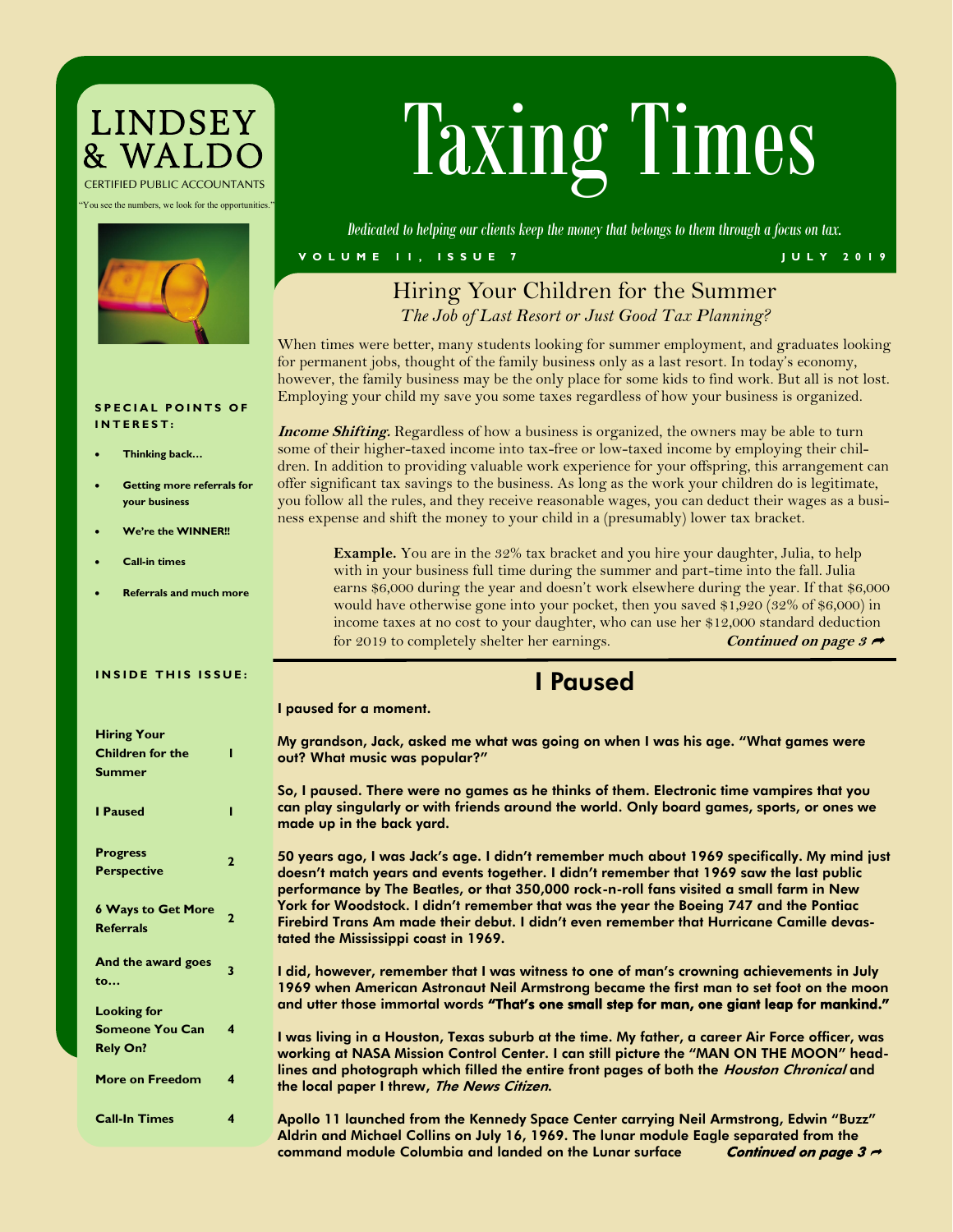**LINDSEY & WALDO**

CERTIFIED PUBLIC ACCOUNTANTS

"You see the numbers, we look for the opportunities."

# Taxing Times

*Dedicated to helping our clients keep the money that belongs to them through a focus on tax.*

VOLUME II, ISSUE 7 — JULY 2019

**SPECIAL POINTS OF INTEREST:**

- Thinking back…
- Getting more referrals for your business
- We're the WINNER!!
- Call-in times
- Referrals and much more

**INSIDE THIS ISSUE:**

| Article | Page |
|---|---|
| Hiring Your Children for the Summer | 1 |
| I Paused | 1 |
| Progress Perspective | 2 |
| 6 Ways to Get More Referrals | 2 |
| And the award goes to… | 3 |
| Looking for Someone You Can Rely On? | 4 |
| More on Freedom | 4 |
| Call-In Times | 4 |

## Hiring Your Children for the Summer

*The Job of Last Resort or Just Good Tax Planning?*

When times were better, many students looking for summer employment, and graduates looking for permanent jobs, thought of the family business only as a last resort. In today's economy, however, the family business may be the only place for some kids to find work. But all is not lost. Employing your child my save you some taxes regardless of how your business is organized.

***Income Shifting*:** Regardless of how a business is organized, the owners may be able to turn some of their higher-taxed income into tax-free or low-taxed income by employing their children. In addition to providing valuable work experience for your offspring, this arrangement can offer significant tax savings to the business. As long as the work your children do is legitimate, you follow all the rules, and they receive reasonable wages, you can deduct their wages as a business expense and shift the money to your child in a (presumably) lower tax bracket.

> **Example.** You are in the 32% tax bracket and you hire your daughter, Julia, to help with in your business full time during the summer and part-time into the fall. Julia earns $6,000 during the year and doesn't work elsewhere during the year. If that $6,000 would have otherwise gone into your pocket, then you saved $1,920 (32% of $6,000) in income taxes at no cost to your daughter, who can use her $12,000 standard deduction for 2019 to completely shelter her earnings. ***Continued on page 3*** ➦

## I Paused

I paused for a moment.

My grandson, Jack, asked me what was going on when I was his age. "What games were out? What music was popular?"

So, I paused. There were no games as he thinks of them. Electronic time vampires that you can play singularly or with friends around the world. Only board games, sports, or ones we made up in the back yard.

50 years ago, I was Jack's age. I didn't remember much about 1969 specifically. My mind just doesn't match years and events together. I didn't remember that 1969 saw the last public performance by The Beatles, or that 350,000 rock-n-roll fans visited a small farm in New York for Woodstock. I didn't remember that was the year the Boeing 747 and the Pontiac Firebird Trans Am made their debut. I didn't even remember that Hurricane Camille devastated the Mississippi coast in 1969.

I did, however, remember that I was witness to one of man's crowning achievements in July 1969 when American Astronaut Neil Armstrong became the first man to set foot on the moon and utter those immortal words **"That's one small step for man, one giant leap for mankind."**

I was living in a Houston, Texas suburb at the time. My father, a career Air Force officer, was working at NASA Mission Control Center. I can still picture the "MAN ON THE MOON" headlines and photograph which filled the entire front pages of both the *Houston Chronical* and the local paper I threw, *The News Citizen*.

Apollo 11 launched from the Kennedy Space Center carrying Neil Armstrong, Edwin "Buzz" Aldrin and Michael Collins on July 16, 1969. The lunar module Eagle separated from the command module Columbia and landed on the Lunar surface ***Continued on page 3*** ➦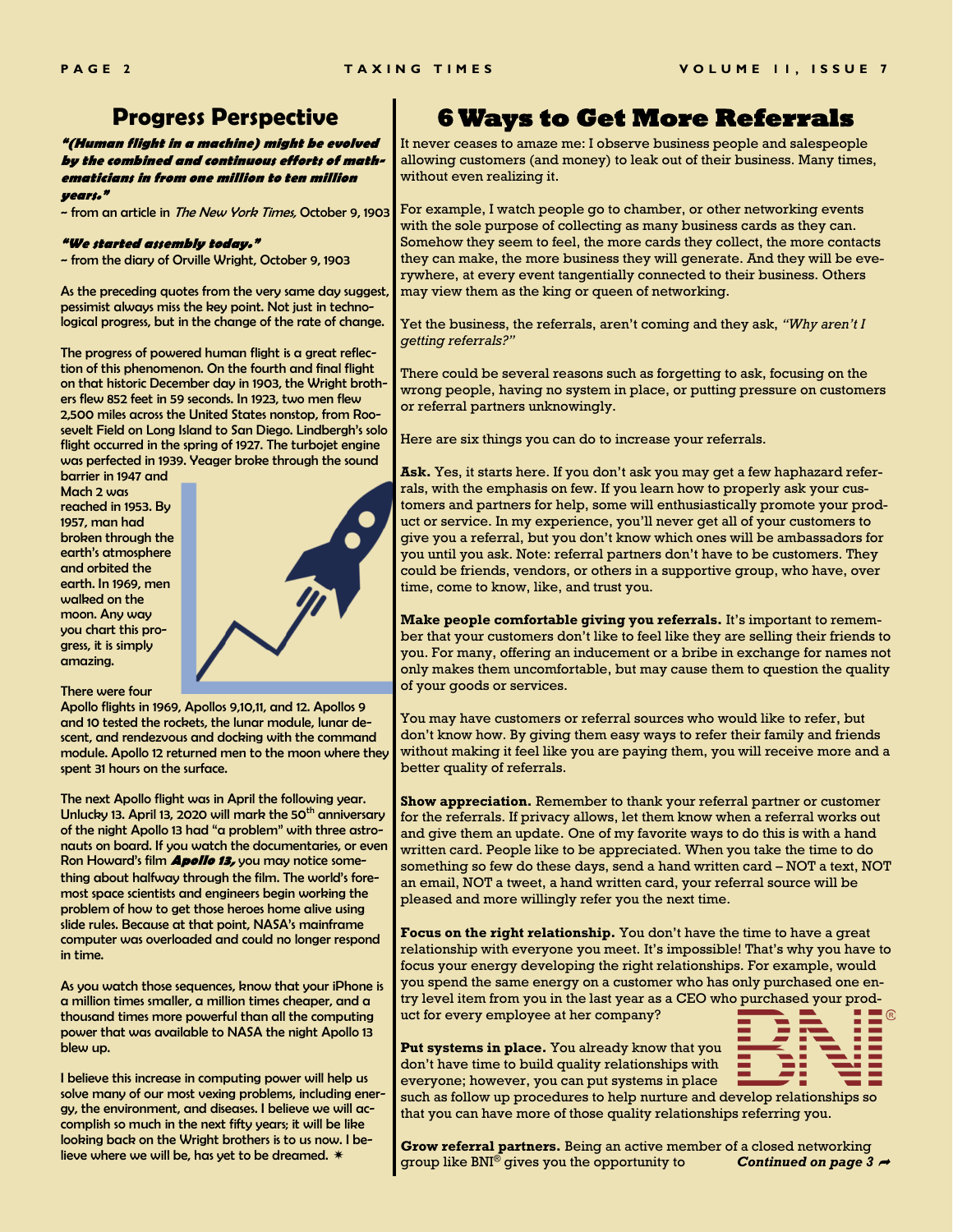## Progress Perspective

***"(Human flight in a machine) might be evolved by the combined and continuous efforts of mathematicians in from one million to ten million years."***

~ from an article in *The New York Times,* October 9, 1903

***"We started assembly today."***

~ from the diary of Orville Wright, October 9, 1903

As the preceding quotes from the very same day suggest, pessimist always miss the key point. Not just in technological progress, but in the change of the rate of change.

The progress of powered human flight is a great reflection of this phenomenon. On the fourth and final flight on that historic December day in 1903, the Wright brothers flew 852 feet in 59 seconds. In 1923, two men flew 2,500 miles across the United States nonstop, from Roosevelt Field on Long Island to San Diego. Lindbergh's solo flight occurred in the spring of 1927. The turbojet engine was perfected in 1939. Yeager broke through the sound barrier in 1947 and Mach 2 was reached in 1953. By 1957, man had broken through the earth's atmosphere and orbited the earth. In 1969, men walked on the moon. Any way you chart this progress, it is simply amazing.

There were four Apollo flights in 1969, Apollos 9,10,11, and 12. Apollos 9 and 10 tested the rockets, the lunar module, lunar descent, and rendezvous and docking with the command module. Apollo 12 returned men to the moon where they spent 31 hours on the surface.

The next Apollo flight was in April the following year. Unlucky 13. April 13, 2020 will mark the 50th anniversary of the night Apollo 13 had "a problem" with three astronauts on board. If you watch the documentaries, or even Ron Howard's film ***Apollo 13,*** you may notice something about halfway through the film. The world's foremost space scientists and engineers begin working the problem of how to get those heroes home alive using slide rules. Because at that point, NASA's mainframe computer was overloaded and could no longer respond in time.

As you watch those sequences, know that your iPhone is a million times smaller, a million times cheaper, and a thousand times more powerful than all the computing power that was available to NASA the night Apollo 13 blew up.

I believe this increase in computing power will help us solve many of our most vexing problems, including energy, the environment, and diseases. I believe we will accomplish so much in the next fifty years; it will be like looking back on the Wright brothers is to us now. I believe where we will be, has yet to be dreamed. ✷

## 6 Ways to Get More Referrals

It never ceases to amaze me: I observe business people and salespeople allowing customers (and money) to leak out of their business. Many times, without even realizing it.

For example, I watch people go to chamber, or other networking events with the sole purpose of collecting as many business cards as they can. Somehow they seem to feel, the more cards they collect, the more contacts they can make, the more business they will generate. And they will be everywhere, at every event tangentially connected to their business. Others may view them as the king or queen of networking.

Yet the business, the referrals, aren't coming and they ask, *"Why aren't I getting referrals?"*

There could be several reasons such as forgetting to ask, focusing on the wrong people, having no system in place, or putting pressure on customers or referral partners unknowingly.

Here are six things you can do to increase your referrals.

**Ask.** Yes, it starts here. If you don't ask you may get a few haphazard referrals, with the emphasis on few. If you learn how to properly ask your customers and partners for help, some will enthusiastically promote your product or service. In my experience, you'll never get all of your customers to give you a referral, but you don't know which ones will be ambassadors for you until you ask. Note: referral partners don't have to be customers. They could be friends, vendors, or others in a supportive group, who have, over time, come to know, like, and trust you.

**Make people comfortable giving you referrals.** It's important to remember that your customers don't like to feel like they are selling their friends to you. For many, offering an inducement or a bribe in exchange for names not only makes them uncomfortable, but may cause them to question the quality of your goods or services.

You may have customers or referral sources who would like to refer, but don't know how. By giving them easy ways to refer their family and friends without making it feel like you are paying them, you will receive more and a better quality of referrals.

**Show appreciation.** Remember to thank your referral partner or customer for the referrals. If privacy allows, let them know when a referral works out and give them an update. One of my favorite ways to do this is with a hand written card. People like to be appreciated. When you take the time to do something so few do these days, send a hand written card – NOT a text, NOT an email, NOT a tweet, a hand written card, your referral source will be pleased and more willingly refer you the next time.

**Focus on the right relationship.** You don't have the time to have a great relationship with everyone you meet. It's impossible! That's why you have to focus your energy developing the right relationships. For example, would you spend the same energy on a customer who has only purchased one entry level item from you in the last year as a CEO who purchased your product for every employee at her company?

**Put systems in place.** You already know that you don't have time to build quality relationships with everyone; however, you can put systems in place such as follow up procedures to help nurture and develop relationships so that you can have more of those quality relationships referring you.

**Grow referral partners.** Being an active member of a closed networking group like BNI® gives you the opportunity to ***Continued on page 3*** ➦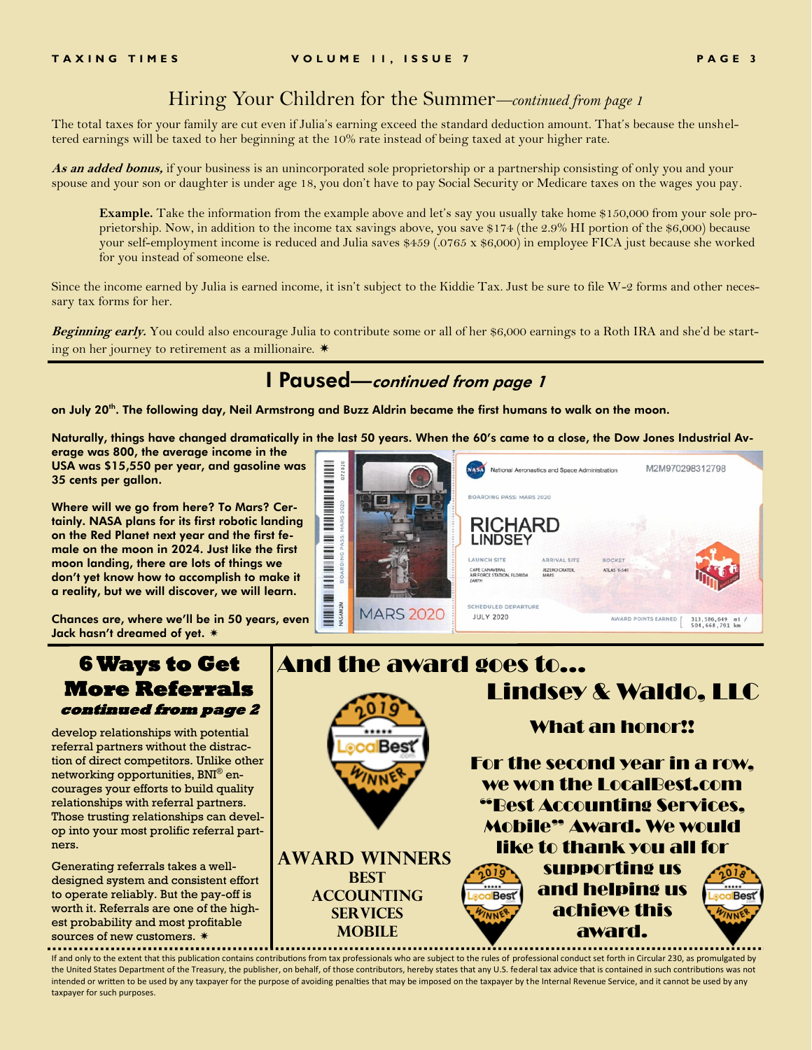## Hiring Your Children for the Summer—*continued from page 1*

The total taxes for your family are cut even if Julia's earning exceed the standard deduction amount. That's because the unsheltered earnings will be taxed to her beginning at the 10% rate instead of being taxed at your higher rate.

***As an added bonus,*** if your business is an unincorporated sole proprietorship or a partnership consisting of only you and your spouse and your son or daughter is under age 18, you don't have to pay Social Security or Medicare taxes on the wages you pay.

> **Example.** Take the information from the example above and let's say you usually take home $150,000 from your sole proprietorship. Now, in addition to the income tax savings above, you save $174 (the 2.9% HI portion of the $6,000) because your self-employment income is reduced and Julia saves $459 (.0765 x $6,000) in employee FICA just because she worked for you instead of someone else.

Since the income earned by Julia is earned income, it isn't subject to the Kiddie Tax. Just be sure to file W-2 forms and other necessary tax forms for her.

***Beginning early.*** You could also encourage Julia to contribute some or all of her $6,000 earnings to a Roth IRA and she'd be starting on her journey to retirement as a millionaire. ✷

## I Paused—*continued from page 1*

**on July 20th. The following day, Neil Armstrong and Buzz Aldrin became the first humans to walk on the moon.**

**Naturally, things have changed dramatically in the last 50 years. When the 60's came to a close, the Dow Jones Industrial Average was 800, the average income in the USA was $15,550 per year, and gasoline was 35 cents per gallon.**

**Where will we go from here? To Mars? Certainly. NASA plans for its first robotic landing on the Red Planet next year and the first female on the moon in 2024. Just like the first moon landing, there are lots of things we don't yet know how to accomplish to make it a reality, but we will discover, we will learn.**

**Chances are, where we'll be in 50 years, even Jack hasn't dreamed of yet.** ✷

National Aeronautics and Space Administration M2M970298312798
BOARDING PASS: MARS 2020
RICHARD LINDSEY
LAUNCH SITE: CAPE CANAVERAL AIR FORCE STATION, FLORIDA EARTH — ARRIVAL SITE: JEZERO CRATER, MARS — ROCKET: ATLAS V-541
SCHEDULED DEPARTURE: JULY 2020 — AWARD POINTS EARNED: 313,586,049 mi / 504,668,791 km
MARS 2020

## 6 Ways to Get More Referrals *continued from page 2*

develop relationships with potential referral partners without the distraction of direct competitors. Unlike other networking opportunities, BNI® encourages your efforts to build quality relationships with referral partners. Those trusting relationships can develop into your most prolific referral partners.

Generating referrals takes a well-designed system and consistent effort to operate reliably. But the pay-off is worth it. Referrals are one of the highest probability and most profitable sources of new customers. ✷

## And the award goes to... Lindsey & Waldo, LLC

**What an honor!!**

**For the second year in a row, we won the LocalBest.com "Best Accounting Services, Mobile" Award. We would like to thank you all for supporting us and helping us achieve this award.**

**AWARD WINNERS
BEST ACCOUNTING SERVICES MOBILE**

2019 LocalBest.com WINNER — 2018 LocalBest.com WINNER

If and only to the extent that this publication contains contributions from tax professionals who are subject to the rules of professional conduct set forth in Circular 230, as promulgated by the United States Department of the Treasury, the publisher, on behalf, of those contributors, hereby states that any U.S. federal tax advice that is contained in such contributions was not intended or written to be used by any taxpayer for the purpose of avoiding penalties that may be imposed on the taxpayer by the Internal Revenue Service, and it cannot be used by any taxpayer for such purposes.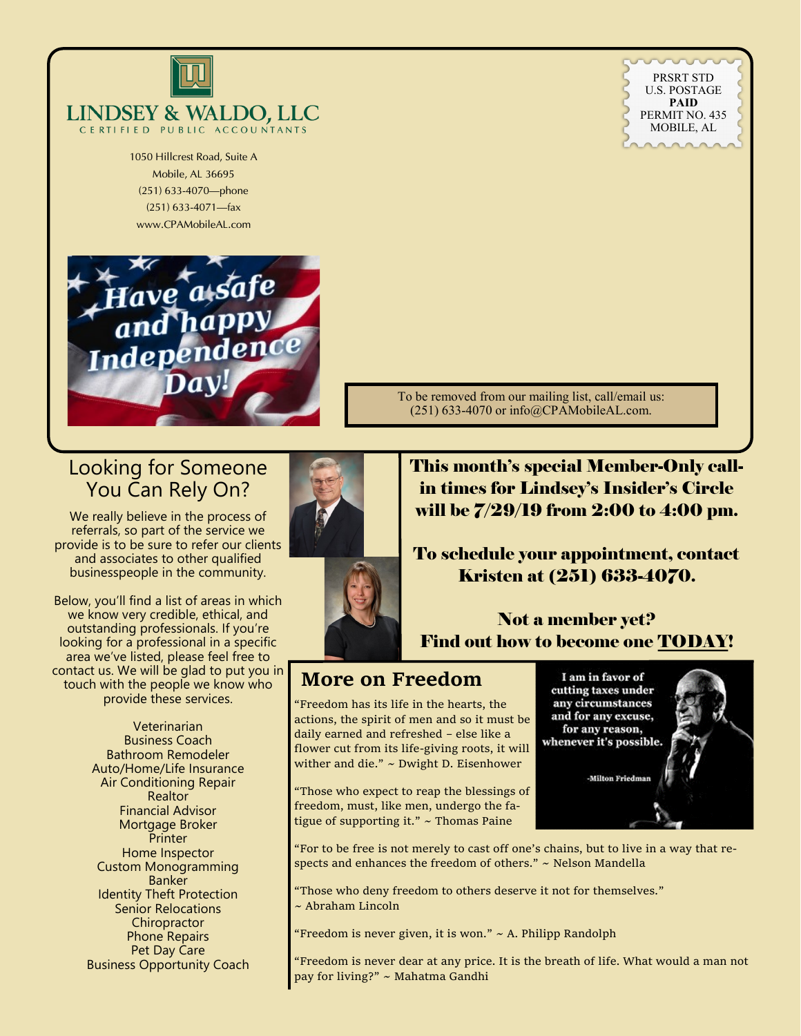**LINDSEY & WALDO, LLC**
CERTIFIED PUBLIC ACCOUNTANTS

1050 Hillcrest Road, Suite A
Mobile, AL 36695
(251) 633-4070—phone
(251) 633-4071—fax
www.CPAMobileAL.com

PRSRT STD
U.S. POSTAGE
**PAID**
PERMIT NO. 435
MOBILE, AL

Have a safe and happy Independence Day!

To be removed from our mailing list, call/email us:
(251) 633-4070 or info@CPAMobileAL.com.

## Looking for Someone You Can Rely On?

We really believe in the process of referrals, so part of the service we provide is to be sure to refer our clients and associates to other qualified businesspeople in the community.

Below, you'll find a list of areas in which we know very credible, ethical, and outstanding professionals. If you're looking for a professional in a specific area we've listed, please feel free to contact us. We will be glad to put you in touch with the people we know who provide these services.

Veterinarian
Business Coach
Bathroom Remodeler
Auto/Home/Life Insurance
Air Conditioning Repair
Realtor
Financial Advisor
Mortgage Broker
Printer
Home Inspector
Custom Monogramming
Banker
Identity Theft Protection
Senior Relocations
Chiropractor
Phone Repairs
Pet Day Care
Business Opportunity Coach

**This month's special Member-Only call-in times for Lindsey's Insider's Circle will be 7/29/19 from 2:00 to 4:00 pm.**

**To schedule your appointment, contact Kristen at (251) 633-4070.**

**Not a member yet? Find out how to become one TODAY!**

## More on Freedom

"Freedom has its life in the hearts, the actions, the spirit of men and so it must be daily earned and refreshed – else like a flower cut from its life-giving roots, it will wither and die." ~ Dwight D. Eisenhower

"Those who expect to reap the blessings of freedom, must, like men, undergo the fatigue of supporting it." ~ Thomas Paine

I am in favor of cutting taxes under any circumstances and for any excuse, for any reason, whenever it's possible.

-Milton Friedman

"For to be free is not merely to cast off one's chains, but to live in a way that respects and enhances the freedom of others." ~ Nelson Mandella

"Those who deny freedom to others deserve it not for themselves."
~ Abraham Lincoln

"Freedom is never given, it is won." ~ A. Philipp Randolph

"Freedom is never dear at any price. It is the breath of life. What would a man not pay for living?" ~ Mahatma Gandhi